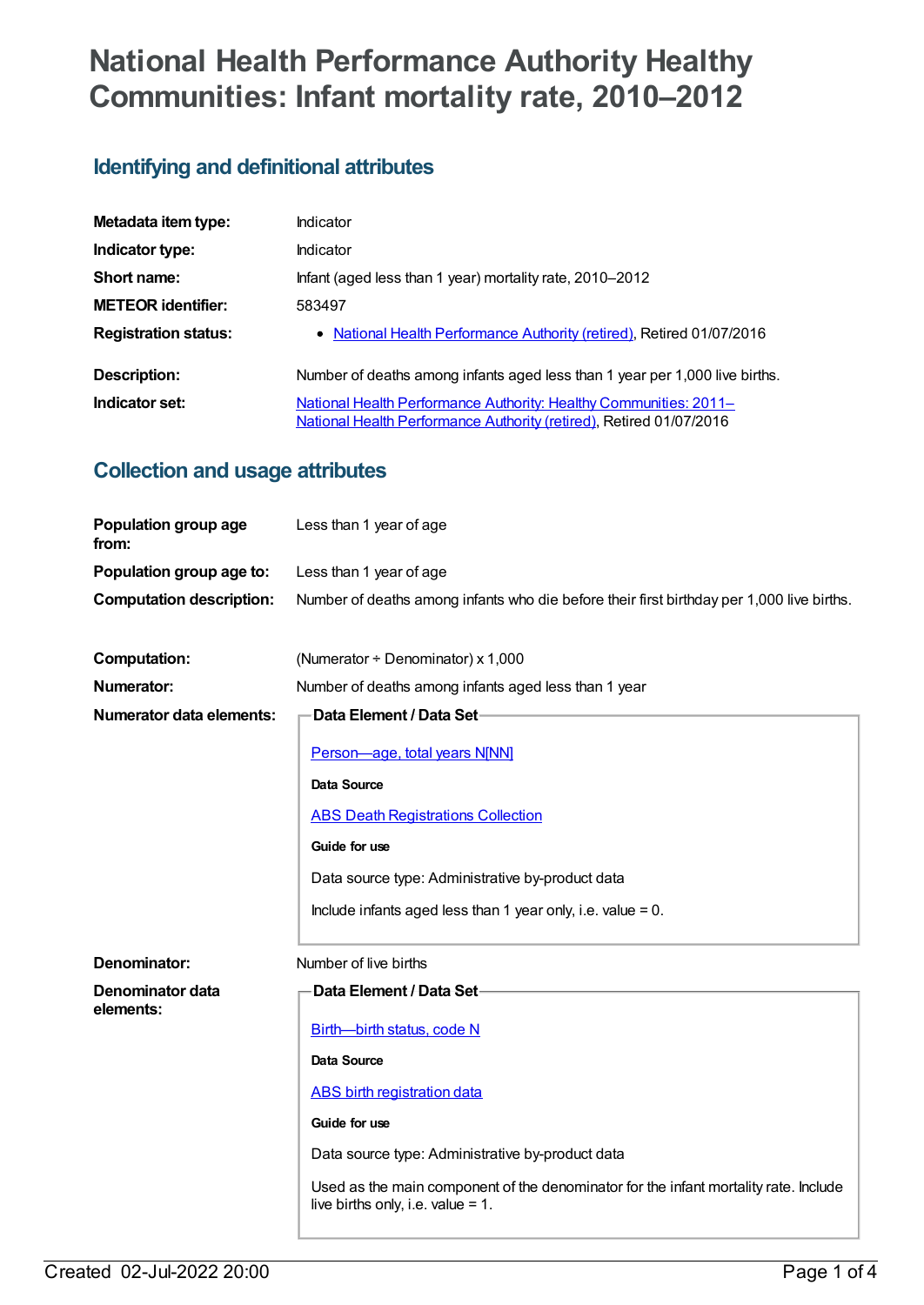# National Health Performance Authority Healthy Communities: Infant mortality rate, 2010–2012

## Identifying and definitional attributes

| | |
|---|---|
| **Metadata item type:** | Indicator |
| **Indicator type:** | Indicator |
| **Short name:** | Infant (aged less than 1 year) mortality rate, 2010–2012 |
| **METEOR identifier:** | 583497 |
| **Registration status:** | • National Health Performance Authority (retired), Retired 01/07/2016 |
| **Description:** | Number of deaths among infants aged less than 1 year per 1,000 live births. |
| **Indicator set:** | National Health Performance Authority: Healthy Communities: 2011– National Health Performance Authority (retired), Retired 01/07/2016 |

## Collection and usage attributes

| | |
|---|---|
| **Population group age from:** | Less than 1 year of age |
| **Population group age to:** | Less than 1 year of age |
| **Computation description:** | Number of deaths among infants who die before their first birthday per 1,000 live births. |
| **Computation:** | (Numerator ÷ Denominator) x 1,000 |
| **Numerator:** | Number of deaths among infants aged less than 1 year |

**Numerator data elements:**

**Data Element / Data Set**

Person—age, total years N[NN]

**Data Source**

ABS Death Registrations Collection

**Guide for use**

Data source type: Administrative by-product data

Include infants aged less than 1 year only, i.e. value = 0.

**Denominator:** Number of live births

**Denominator data elements:**

**Data Element / Data Set**

Birth—birth status, code N

**Data Source**

ABS birth registration data

**Guide for use**

Data source type: Administrative by-product data

Used as the main component of the denominator for the infant mortality rate. Include live births only, i.e. value = 1.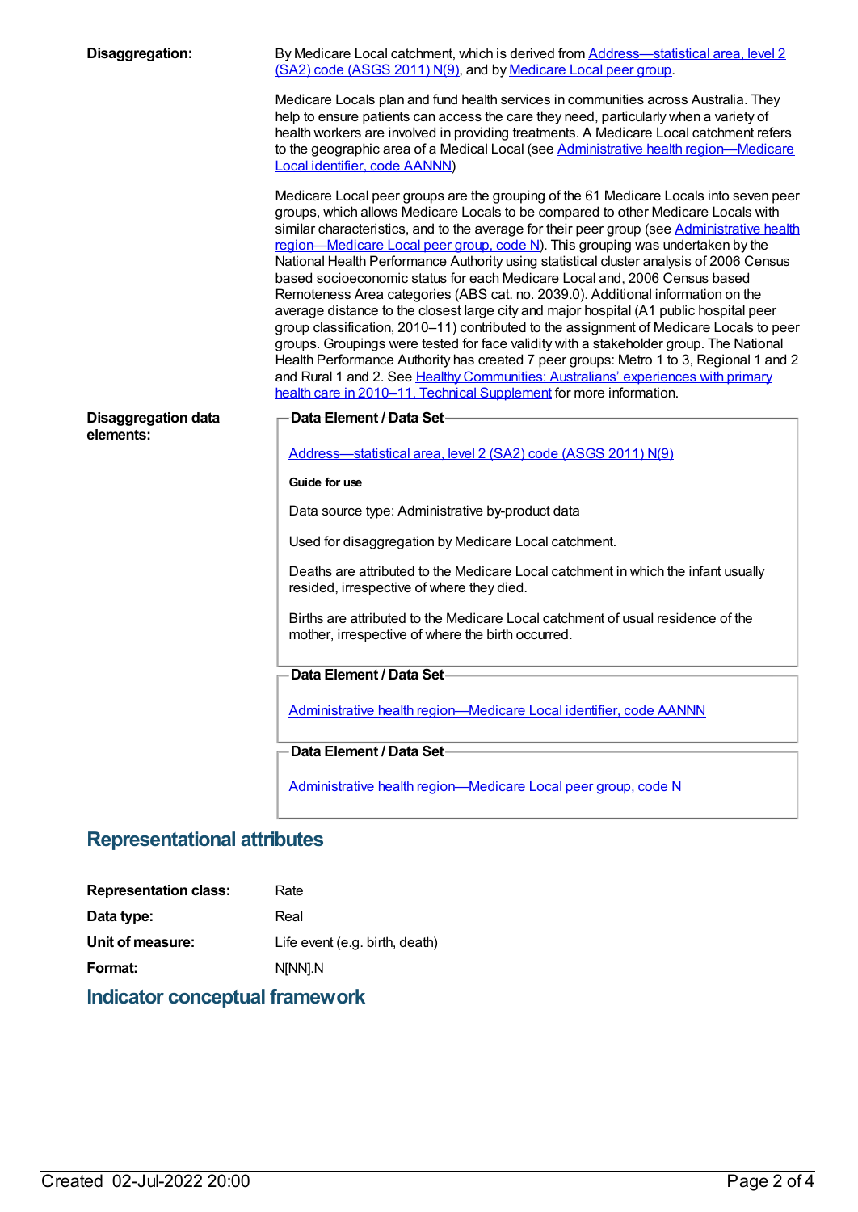**Disaggregation:** By Medicare Local catchment, which is derived from Address—statistical area, level 2 (SA2) code (ASGS 2011) N(9), and by Medicare Local peer group.

Medicare Locals plan and fund health services in communities across Australia. They help to ensure patients can access the care they need, particularly when a variety of health workers are involved in providing treatments. A Medicare Local catchment refers to the geographic area of a Medical Local (see Administrative health region—Medicare Local identifier, code AANNN)

Medicare Local peer groups are the grouping of the 61 Medicare Locals into seven peer groups, which allows Medicare Locals to be compared to other Medicare Locals with similar characteristics, and to the average for their peer group (see Administrative health region—Medicare Local peer group, code N). This grouping was undertaken by the National Health Performance Authority using statistical cluster analysis of 2006 Census based socioeconomic status for each Medicare Local and, 2006 Census based Remoteness Area categories (ABS cat. no. 2039.0). Additional information on the average distance to the closest large city and major hospital (A1 public hospital peer group classification, 2010–11) contributed to the assignment of Medicare Locals to peer groups. Groupings were tested for face validity with a stakeholder group. The National Health Performance Authority has created 7 peer groups: Metro 1 to 3, Regional 1 and 2 and Rural 1 and 2. See Healthy Communities: Australians' experiences with primary health care in 2010–11, Technical Supplement for more information.

**Disaggregation data elements:**

**Data Element / Data Set**

Address—statistical area, level 2 (SA2) code (ASGS 2011) N(9)

**Guide for use**

Data source type: Administrative by-product data

Used for disaggregation by Medicare Local catchment.

Deaths are attributed to the Medicare Local catchment in which the infant usually resided, irrespective of where they died.

Births are attributed to the Medicare Local catchment of usual residence of the mother, irrespective of where the birth occurred.

**Data Element / Data Set**

Administrative health region—Medicare Local identifier, code AANNN

**Data Element / Data Set**

Administrative health region—Medicare Local peer group, code N

## Representational attributes

**Representation class:** Rate

**Data type:** Real

**Unit of measure:** Life event (e.g. birth, death)

**Format:** N[NN].N

## Indicator conceptual framework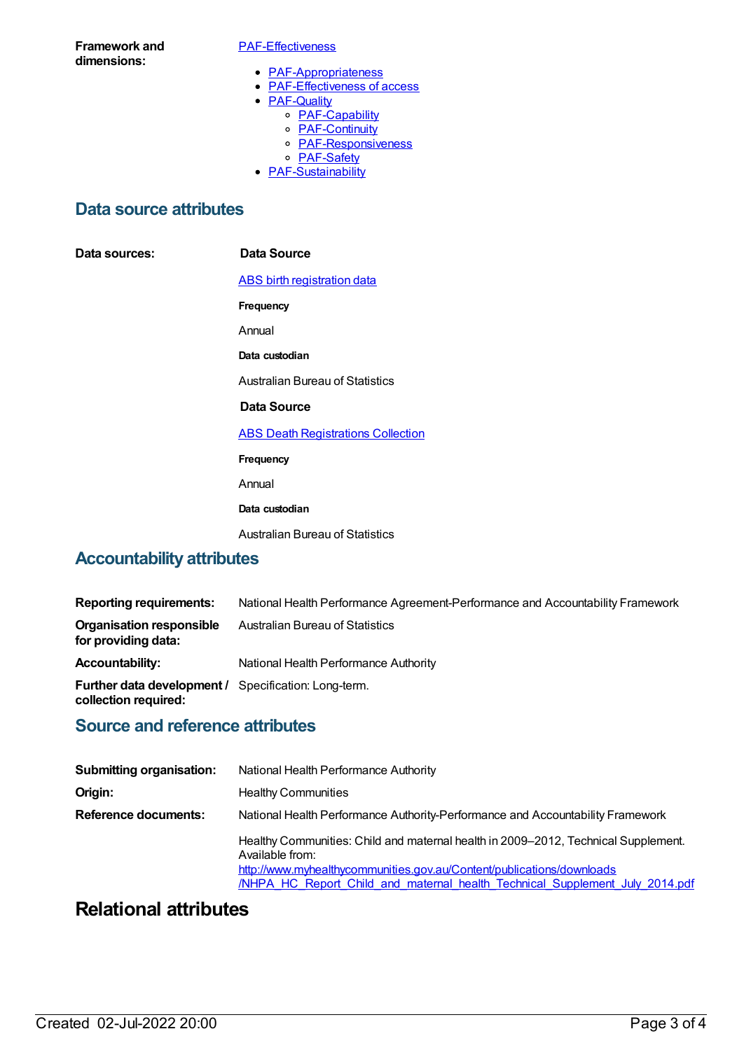**Framework and dimensions:**

PAF-Effectiveness

- PAF-Appropriateness
- PAF-Effectiveness of access
- PAF-Quality
  - PAF-Capability
  - PAF-Continuity
  - PAF-Responsiveness
  - PAF-Safety
- PAF-Sustainability

## Data source attributes

**Data sources:**

**Data Source**

ABS birth registration data

**Frequency**

Annual

**Data custodian**

Australian Bureau of Statistics

**Data Source**

ABS Death Registrations Collection

**Frequency**

Annual

**Data custodian**

Australian Bureau of Statistics

## Accountability attributes

**Reporting requirements:** National Health Performance Agreement-Performance and Accountability Framework

**Organisation responsible for providing data:** Australian Bureau of Statistics

**Accountability:** National Health Performance Authority

**Further data development / collection required:** Specification: Long-term.

## Source and reference attributes

**Submitting organisation:** National Health Performance Authority

**Origin:** Healthy Communities

**Reference documents:** National Health Performance Authority-Performance and Accountability Framework

Healthy Communities: Child and maternal health in 2009–2012, Technical Supplement. Available from: http://www.myhealthycommunities.gov.au/Content/publications/downloads/NHPA_HC_Report_Child_and_maternal_health_Technical_Supplement_July_2014.pdf

# Relational attributes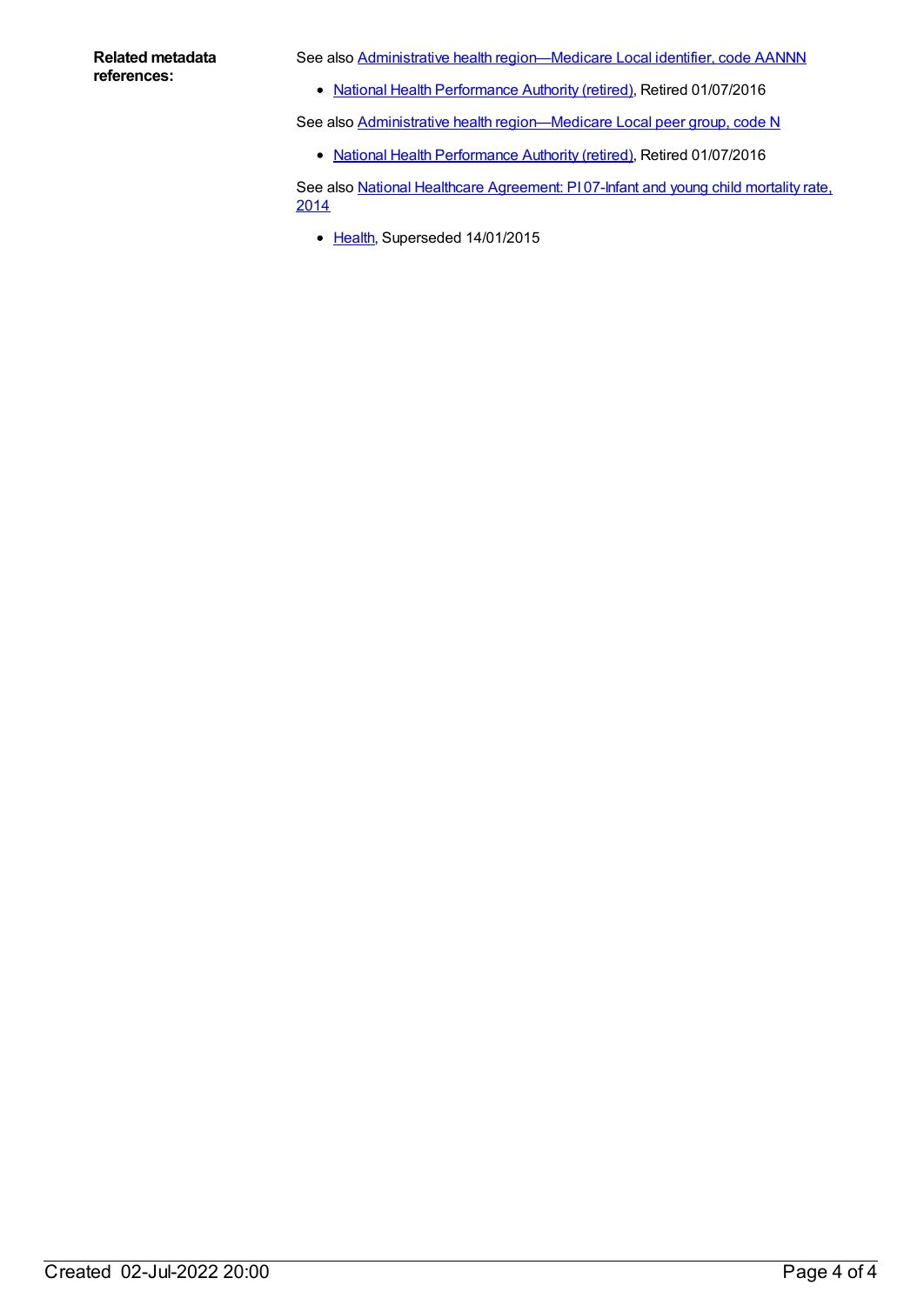**Related metadata references:**

See also Administrative health region—Medicare Local identifier, code AANNN

- National Health Performance Authority (retired), Retired 01/07/2016

See also Administrative health region—Medicare Local peer group, code N

- National Health Performance Authority (retired), Retired 01/07/2016

See also National Healthcare Agreement: PI 07-Infant and young child mortality rate, 2014

- Health, Superseded 14/01/2015